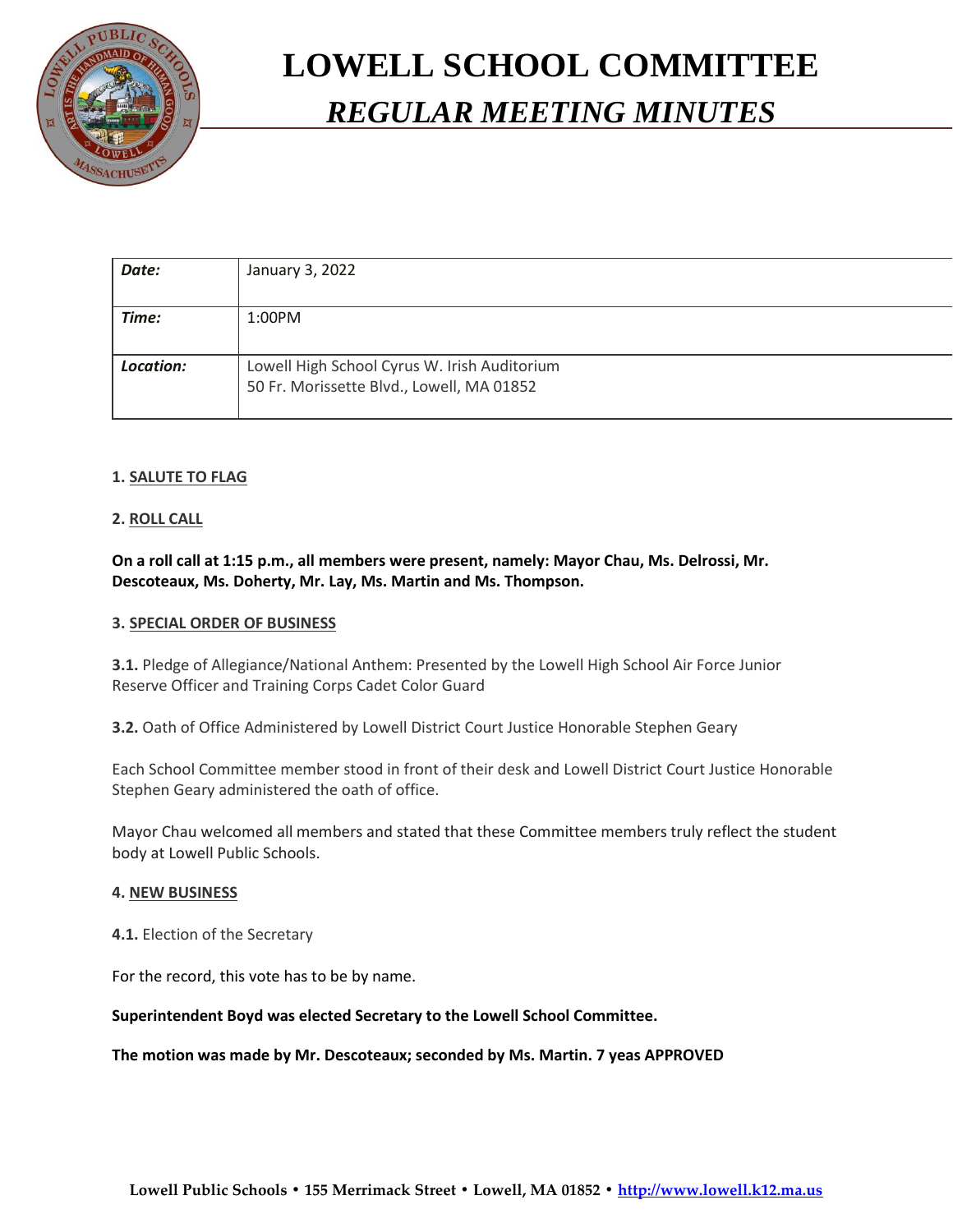# LOWELL SCHOOL COMMITTEE

## *REGULAR MEETING MINUTES*

| | |
|---|---|
| ***Date:*** | January 3, 2022 |
| ***Time:*** | 1:00PM |
| ***Location:*** | Lowell High School Cyrus W. Irish Auditorium<br>50 Fr. Morissette Blvd., Lowell, MA 01852 |

**1. SALUTE TO FLAG**

**2. ROLL CALL**

**On a roll call at 1:15 p.m., all members were present, namely: Mayor Chau, Ms. Delrossi, Mr. Descoteaux, Ms. Doherty, Mr. Lay, Ms. Martin and Ms. Thompson.**

**3. SPECIAL ORDER OF BUSINESS**

**3.1.** Pledge of Allegiance/National Anthem: Presented by the Lowell High School Air Force Junior Reserve Officer and Training Corps Cadet Color Guard

**3.2.** Oath of Office Administered by Lowell District Court Justice Honorable Stephen Geary

Each School Committee member stood in front of their desk and Lowell District Court Justice Honorable Stephen Geary administered the oath of office.

Mayor Chau welcomed all members and stated that these Committee members truly reflect the student body at Lowell Public Schools.

**4. NEW BUSINESS**

**4.1.** Election of the Secretary

For the record, this vote has to be by name.

**Superintendent Boyd was elected Secretary to the Lowell School Committee.**

**The motion was made by Mr. Descoteaux; seconded by Ms. Martin. 7 yeas APPROVED**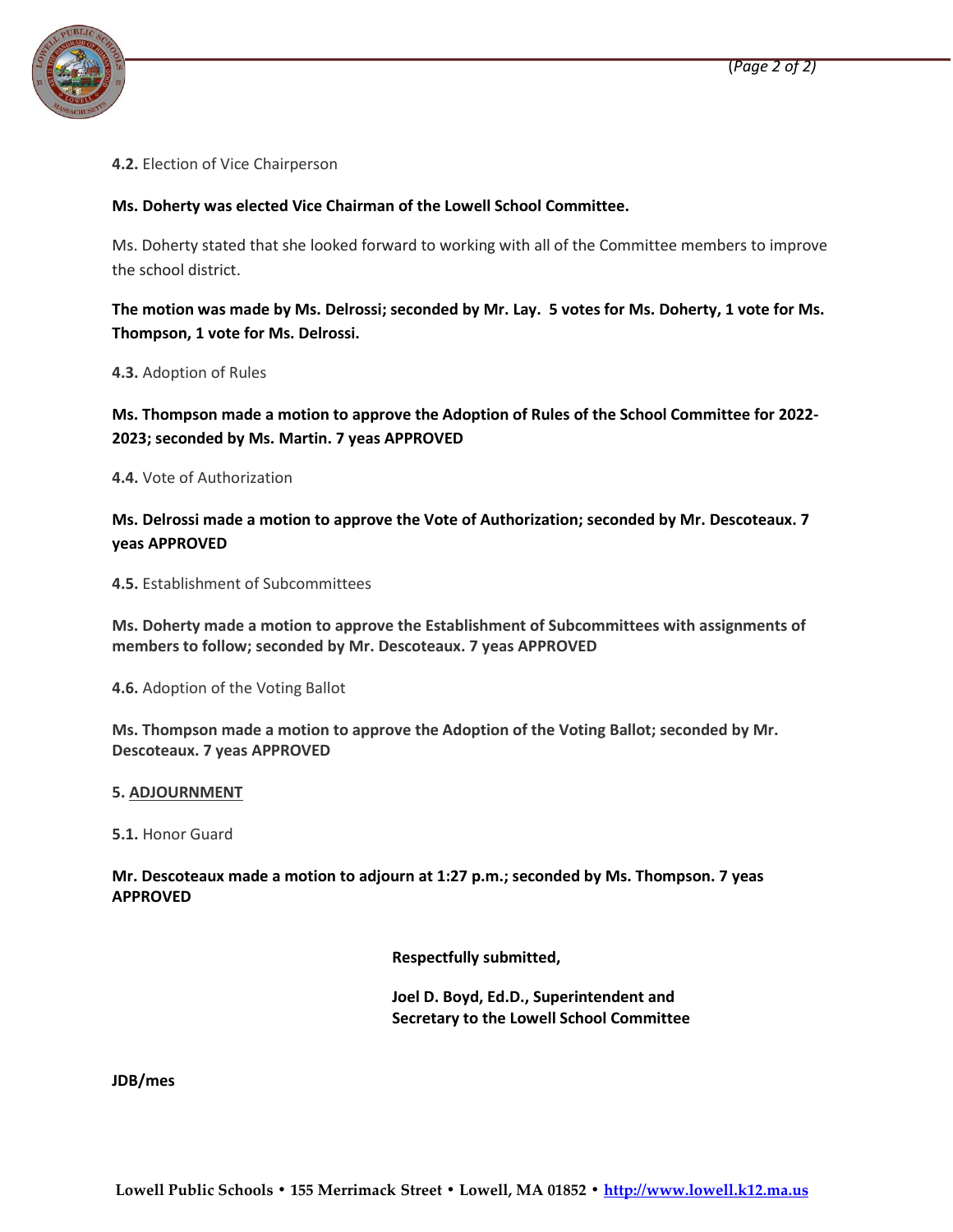**4.2.** Election of Vice Chairperson

**Ms. Doherty was elected Vice Chairman of the Lowell School Committee.**

Ms. Doherty stated that she looked forward to working with all of the Committee members to improve the school district.

**The motion was made by Ms. Delrossi; seconded by Mr. Lay. 5 votes for Ms. Doherty, 1 vote for Ms. Thompson, 1 vote for Ms. Delrossi.**

**4.3.** Adoption of Rules

**Ms. Thompson made a motion to approve the Adoption of Rules of the School Committee for 2022-2023; seconded by Ms. Martin. 7 yeas APPROVED**

**4.4.** Vote of Authorization

**Ms. Delrossi made a motion to approve the Vote of Authorization; seconded by Mr. Descoteaux. 7 yeas APPROVED**

**4.5.** Establishment of Subcommittees

**Ms. Doherty made a motion to approve the Establishment of Subcommittees with assignments of members to follow; seconded by Mr. Descoteaux. 7 yeas APPROVED**

**4.6.** Adoption of the Voting Ballot

**Ms. Thompson made a motion to approve the Adoption of the Voting Ballot; seconded by Mr. Descoteaux. 7 yeas APPROVED**

**5. ADJOURNMENT**

**5.1.** Honor Guard

**Mr. Descoteaux made a motion to adjourn at 1:27 p.m.; seconded by Ms. Thompson. 7 yeas APPROVED**

**Respectfully submitted,**

**Joel D. Boyd, Ed.D., Superintendent and**
**Secretary to the Lowell School Committee**

**JDB/mes**